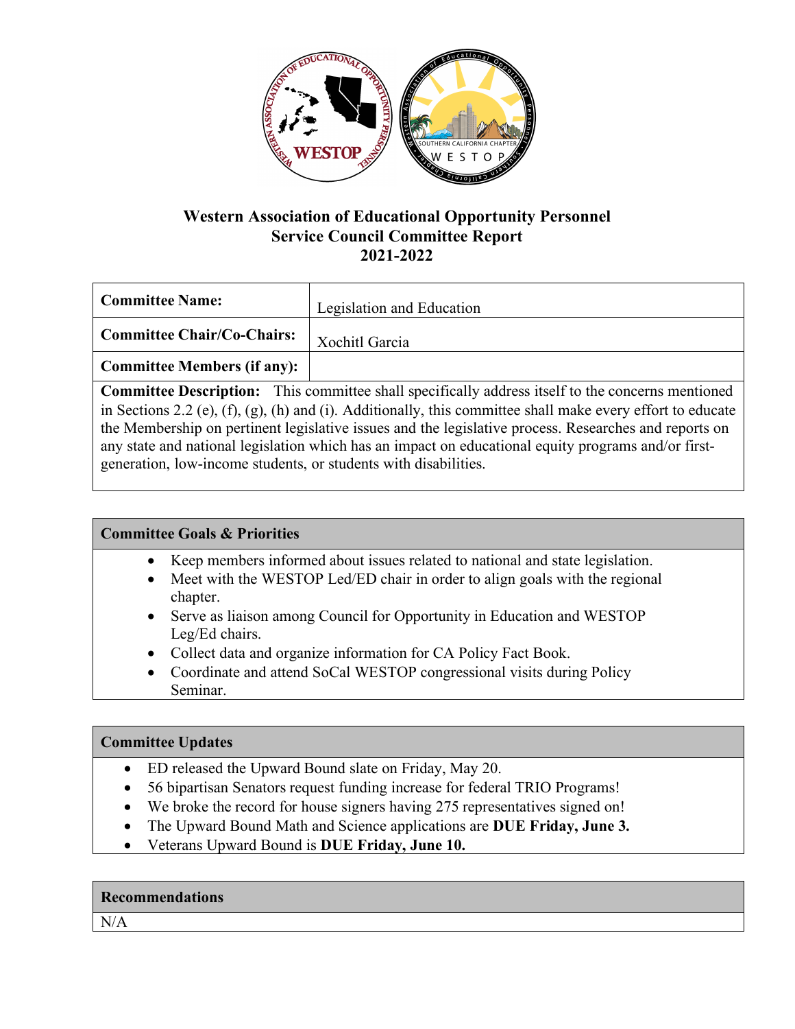# Western Association of Educational Opportunity Personnel
## Service Council Committee Report
## 2021-2022

| **Committee Name:** | Legislation and Education |
|---|---|
| **Committee Chair/Co-Chairs:** | Xochitl Garcia |
| **Committee Members (if any):** | |

**Committee Description:** This committee shall specifically address itself to the concerns mentioned in Sections 2.2 (e), (f), (g), (h) and (i). Additionally, this committee shall make every effort to educate the Membership on pertinent legislative issues and the legislative process. Researches and reports on any state and national legislation which has an impact on educational equity programs and/or first-generation, low-income students, or students with disabilities.

### Committee Goals & Priorities

- Keep members informed about issues related to national and state legislation.
- Meet with the WESTOP Led/ED chair in order to align goals with the regional chapter.
- Serve as liaison among Council for Opportunity in Education and WESTOP Leg/Ed chairs.
- Collect data and organize information for CA Policy Fact Book.
- Coordinate and attend SoCal WESTOP congressional visits during Policy Seminar.

### Committee Updates

- ED released the Upward Bound slate on Friday, May 20.
- 56 bipartisan Senators request funding increase for federal TRIO Programs!
- We broke the record for house signers having 275 representatives signed on!
- The Upward Bound Math and Science applications are **DUE Friday, June 3.**
- Veterans Upward Bound is **DUE Friday, June 10.**

### Recommendations

N/A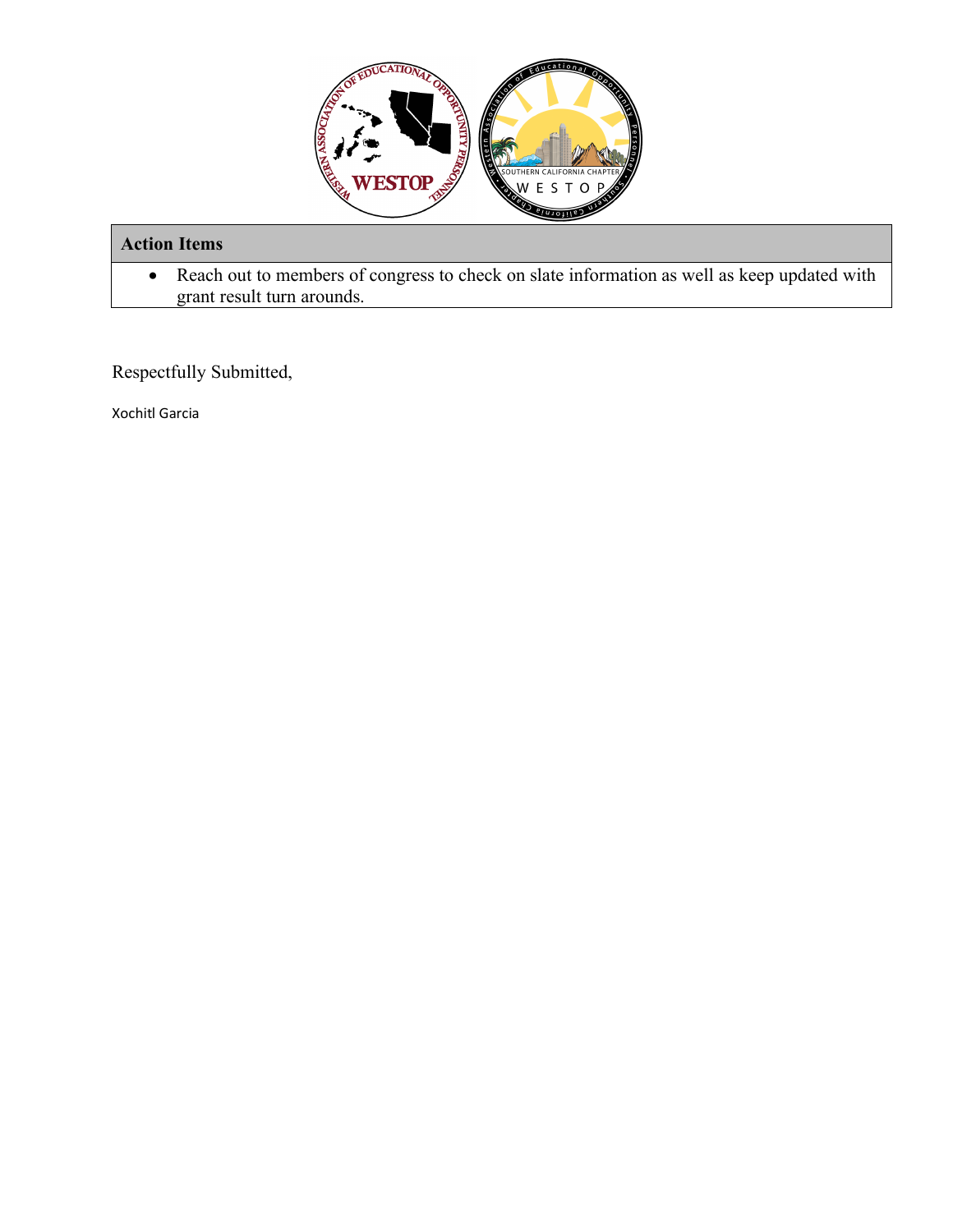| Action Items |
| --- |
| • Reach out to members of congress to check on slate information as well as keep updated with grant result turn arounds. |

Respectfully Submitted,

Xochitl Garcia